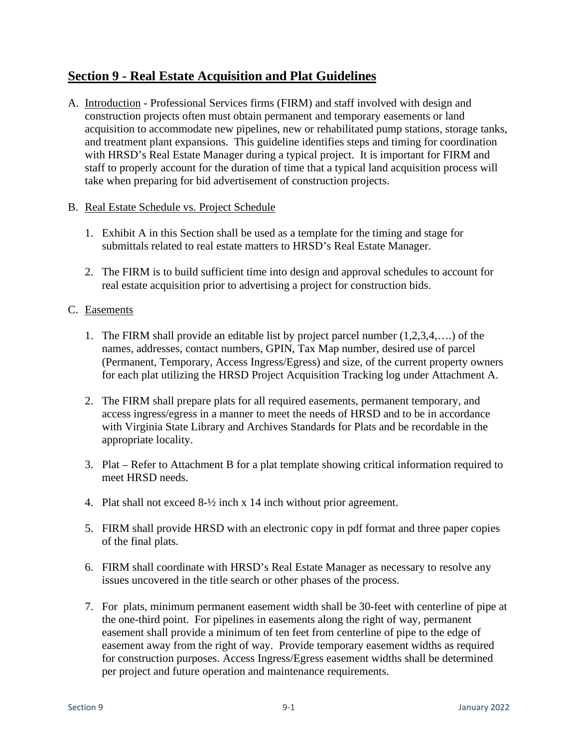## Section 9 - Real Estate Acquisition and Plat Guidelines

A. Introduction - Professional Services firms (FIRM) and staff involved with design and construction projects often must obtain permanent and temporary easements or land acquisition to accommodate new pipelines, new or rehabilitated pump stations, storage tanks, and treatment plant expansions. This guideline identifies steps and timing for coordination with HRSD's Real Estate Manager during a typical project. It is important for FIRM and staff to properly account for the duration of time that a typical land acquisition process will take when preparing for bid advertisement of construction projects.

B. Real Estate Schedule vs. Project Schedule

   1. Exhibit A in this Section shall be used as a template for the timing and stage for submittals related to real estate matters to HRSD's Real Estate Manager.

   2. The FIRM is to build sufficient time into design and approval schedules to account for real estate acquisition prior to advertising a project for construction bids.

C. Easements

   1. The FIRM shall provide an editable list by project parcel number (1,2,3,4,….) of the names, addresses, contact numbers, GPIN, Tax Map number, desired use of parcel (Permanent, Temporary, Access Ingress/Egress) and size, of the current property owners for each plat utilizing the HRSD Project Acquisition Tracking log under Attachment A.

   2. The FIRM shall prepare plats for all required easements, permanent temporary, and access ingress/egress in a manner to meet the needs of HRSD and to be in accordance with Virginia State Library and Archives Standards for Plats and be recordable in the appropriate locality.

   3. Plat – Refer to Attachment B for a plat template showing critical information required to meet HRSD needs.

   4. Plat shall not exceed 8-½ inch x 14 inch without prior agreement.

   5. FIRM shall provide HRSD with an electronic copy in pdf format and three paper copies of the final plats.

   6. FIRM shall coordinate with HRSD's Real Estate Manager as necessary to resolve any issues uncovered in the title search or other phases of the process.

   7. For plats, minimum permanent easement width shall be 30-feet with centerline of pipe at the one-third point. For pipelines in easements along the right of way, permanent easement shall provide a minimum of ten feet from centerline of pipe to the edge of easement away from the right of way. Provide temporary easement widths as required for construction purposes. Access Ingress/Egress easement widths shall be determined per project and future operation and maintenance requirements.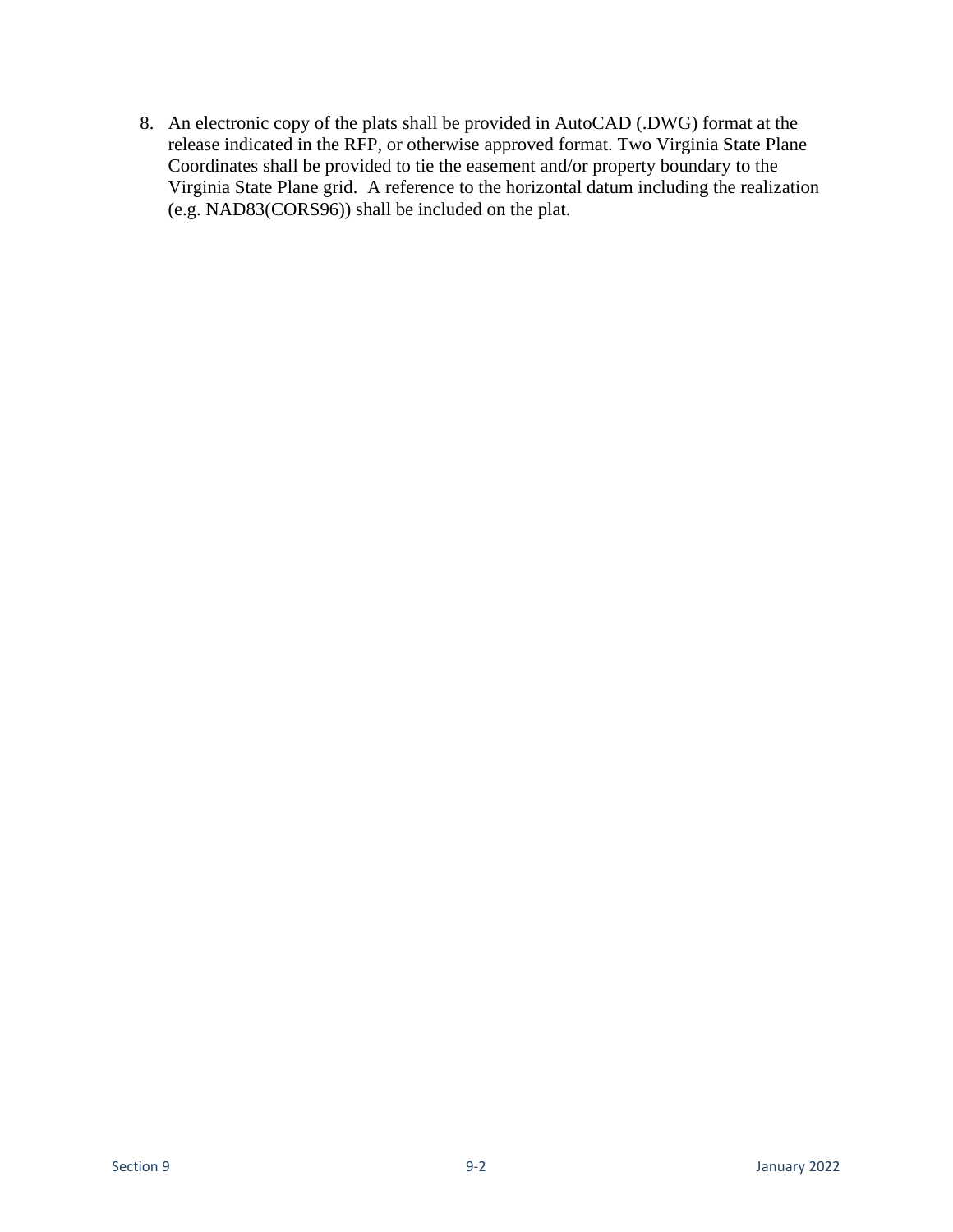8. An electronic copy of the plats shall be provided in AutoCAD (.DWG) format at the release indicated in the RFP, or otherwise approved format. Two Virginia State Plane Coordinates shall be provided to tie the easement and/or property boundary to the Virginia State Plane grid. A reference to the horizontal datum including the realization (e.g. NAD83(CORS96)) shall be included on the plat.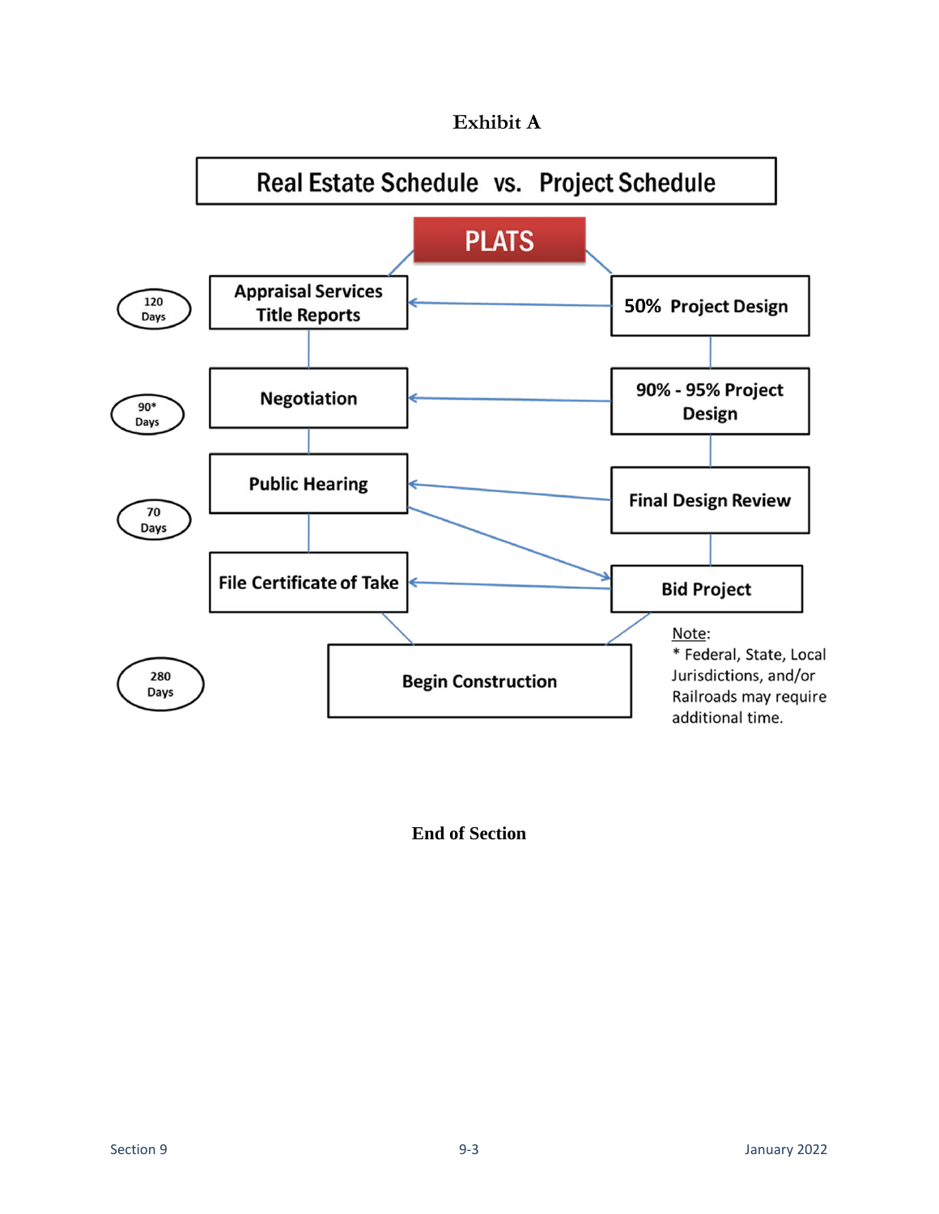# Exhibit A

Real Estate Schedule vs. Project Schedule

PLATS

120 Days

Appraisal Services
Title Reports

50% Project Design

90* Days

Negotiation

90% - 95% Project Design

70 Days

Public Hearing

Final Design Review

File Certificate of Take

Bid Project

280 Days

Begin Construction

Note:
* Federal, State, Local Jurisdictions, and/or Railroads may require additional time.

**End of Section**